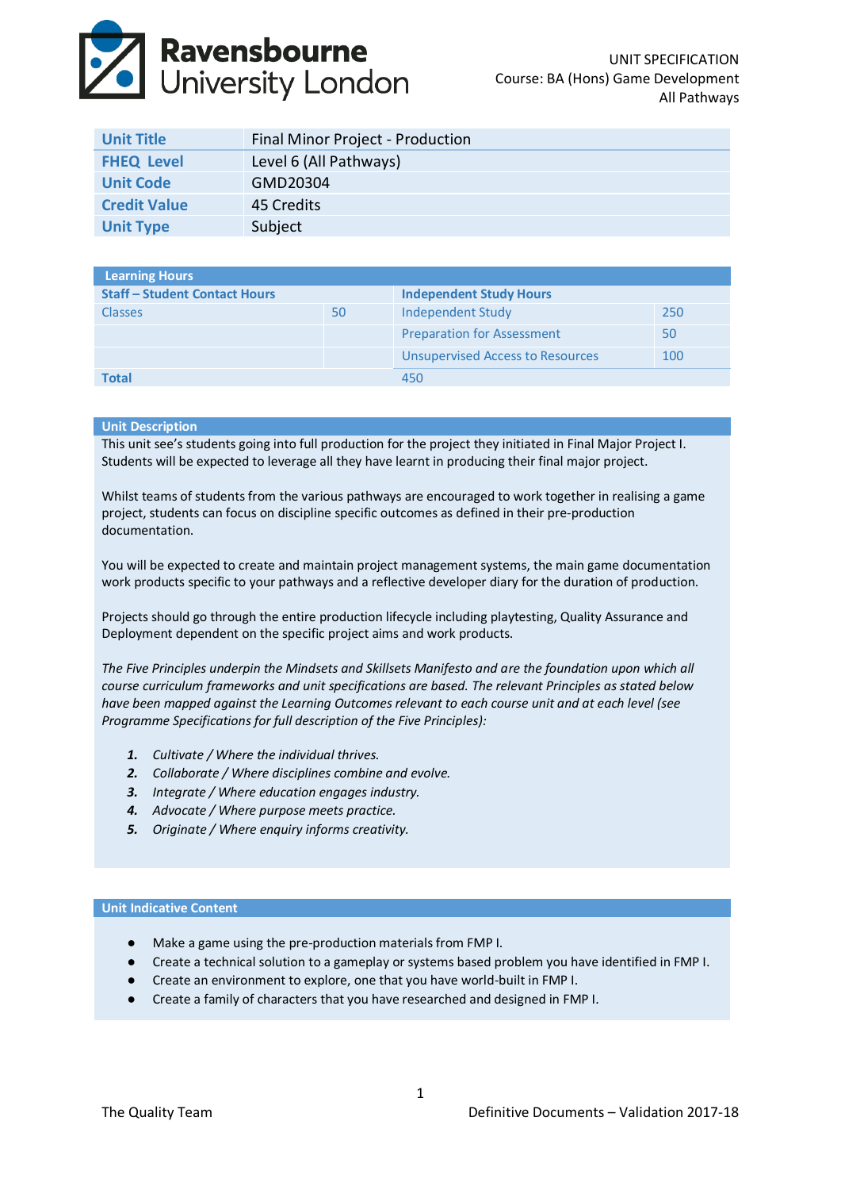Ravensbourne University London

UNIT SPECIFICATION
Course: BA (Hons) Game Development
All Pathways

| | |
|---|---|
| **Unit Title** | Final Minor Project - Production |
| **FHEQ Level** | Level 6 (All Pathways) |
| **Unit Code** | GMD20304 |
| **Credit Value** | 45 Credits |
| **Unit Type** | Subject |

| **Learning Hours** | | | |
|---|---|---|---|
| **Staff – Student Contact Hours** | | **Independent Study Hours** | |
| Classes | 50 | Independent Study | 250 |
| | | Preparation for Assessment | 50 |
| | | Unsupervised Access to Resources | 100 |
| **Total** | | 450 | |

## Unit Description

This unit see's students going into full production for the project they initiated in Final Major Project I. Students will be expected to leverage all they have learnt in producing their final major project.

Whilst teams of students from the various pathways are encouraged to work together in realising a game project, students can focus on discipline specific outcomes as defined in their pre-production documentation.

You will be expected to create and maintain project management systems, the main game documentation work products specific to your pathways and a reflective developer diary for the duration of production.

Projects should go through the entire production lifecycle including playtesting, Quality Assurance and Deployment dependent on the specific project aims and work products.

*The Five Principles underpin the Mindsets and Skillsets Manifesto and are the foundation upon which all course curriculum frameworks and unit specifications are based. The relevant Principles as stated below have been mapped against the Learning Outcomes relevant to each course unit and at each level (see Programme Specifications for full description of the Five Principles):*

1. *Cultivate / Where the individual thrives.*
2. *Collaborate / Where disciplines combine and evolve.*
3. *Integrate / Where education engages industry.*
4. *Advocate / Where purpose meets practice.*
5. *Originate / Where enquiry informs creativity.*

## Unit Indicative Content

- Make a game using the pre-production materials from FMP I.
- Create a technical solution to a gameplay or systems based problem you have identified in FMP I.
- Create an environment to explore, one that you have world-built in FMP I.
- Create a family of characters that you have researched and designed in FMP I.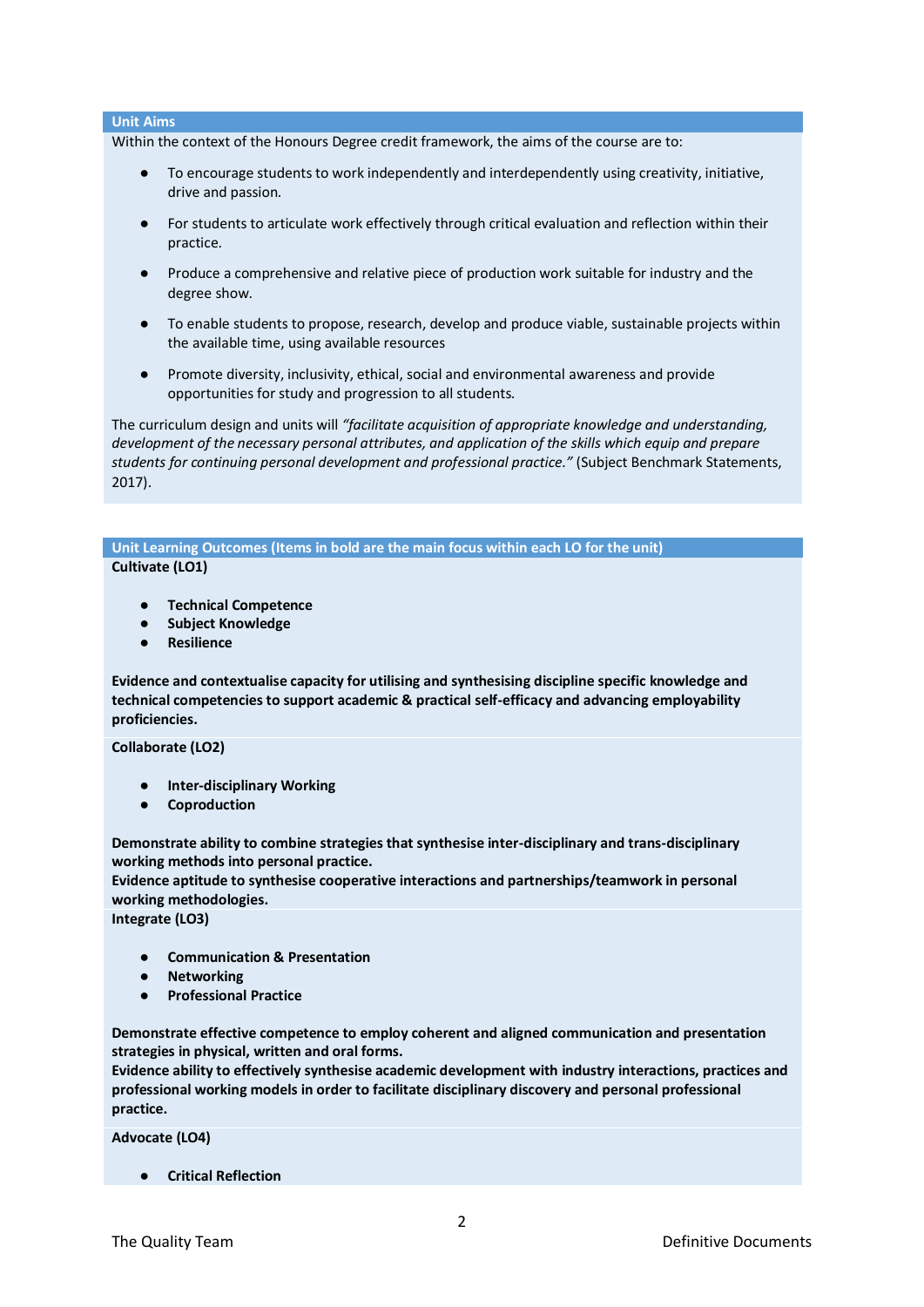## Unit Aims

Within the context of the Honours Degree credit framework, the aims of the course are to:

- To encourage students to work independently and interdependently using creativity, initiative, drive and passion.
- For students to articulate work effectively through critical evaluation and reflection within their practice.
- Produce a comprehensive and relative piece of production work suitable for industry and the degree show.
- To enable students to propose, research, develop and produce viable, sustainable projects within the available time, using available resources
- Promote diversity, inclusivity, ethical, social and environmental awareness and provide opportunities for study and progression to all students.

The curriculum design and units will *"facilitate acquisition of appropriate knowledge and understanding, development of the necessary personal attributes, and application of the skills which equip and prepare students for continuing personal development and professional practice."* (Subject Benchmark Statements, 2017).

## Unit Learning Outcomes (Items in bold are the main focus within each LO for the unit)

**Cultivate (LO1)**

- **Technical Competence**
- **Subject Knowledge**
- **Resilience**

**Evidence and contextualise capacity for utilising and synthesising discipline specific knowledge and technical competencies to support academic & practical self-efficacy and advancing employability proficiencies.**

**Collaborate (LO2)**

- **Inter-disciplinary Working**
- **Coproduction**

**Demonstrate ability to combine strategies that synthesise inter-disciplinary and trans-disciplinary working methods into personal practice.**
**Evidence aptitude to synthesise cooperative interactions and partnerships/teamwork in personal working methodologies.**

**Integrate (LO3)**

- **Communication & Presentation**
- **Networking**
- **Professional Practice**

**Demonstrate effective competence to employ coherent and aligned communication and presentation strategies in physical, written and oral forms.**
**Evidence ability to effectively synthesise academic development with industry interactions, practices and professional working models in order to facilitate disciplinary discovery and personal professional practice.**

**Advocate (LO4)**

- **Critical Reflection**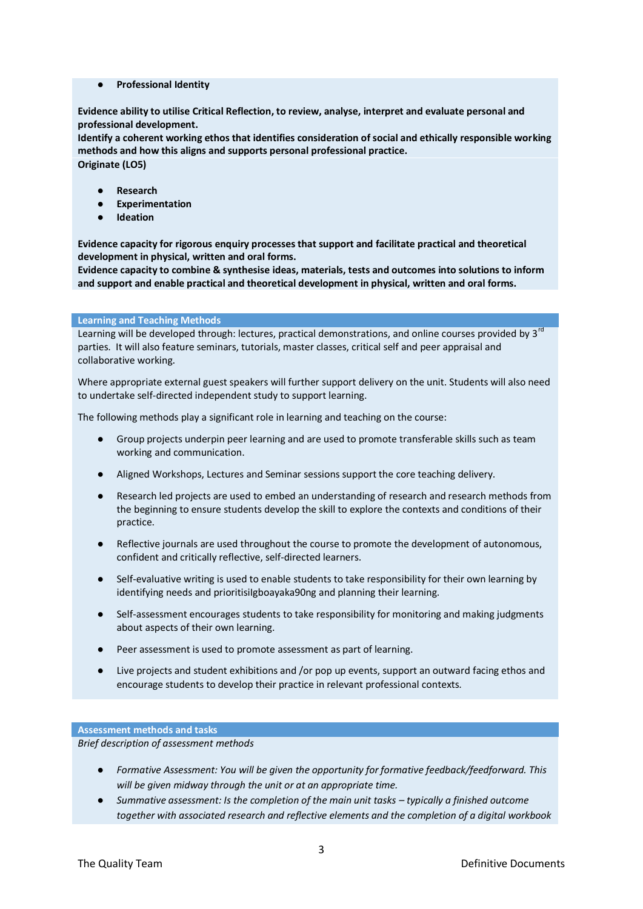- **Professional Identity**

**Evidence ability to utilise Critical Reflection, to review, analyse, interpret and evaluate personal and professional development.**
**Identify a coherent working ethos that identifies consideration of social and ethically responsible working methods and how this aligns and supports personal professional practice.**

**Originate (LO5)**

- **Research**
- **Experimentation**
- **Ideation**

**Evidence capacity for rigorous enquiry processes that support and facilitate practical and theoretical development in physical, written and oral forms.**
**Evidence capacity to combine & synthesise ideas, materials, tests and outcomes into solutions to inform and support and enable practical and theoretical development in physical, written and oral forms.**

## Learning and Teaching Methods

Learning will be developed through: lectures, practical demonstrations, and online courses provided by 3rd parties. It will also feature seminars, tutorials, master classes, critical self and peer appraisal and collaborative working.

Where appropriate external guest speakers will further support delivery on the unit. Students will also need to undertake self-directed independent study to support learning.

The following methods play a significant role in learning and teaching on the course:

- Group projects underpin peer learning and are used to promote transferable skills such as team working and communication.
- Aligned Workshops, Lectures and Seminar sessions support the core teaching delivery.
- Research led projects are used to embed an understanding of research and research methods from the beginning to ensure students develop the skill to explore the contexts and conditions of their practice.
- Reflective journals are used throughout the course to promote the development of autonomous, confident and critically reflective, self-directed learners.
- Self-evaluative writing is used to enable students to take responsibility for their own learning by identifying needs and prioritisilgboayaka90ng and planning their learning.
- Self-assessment encourages students to take responsibility for monitoring and making judgments about aspects of their own learning.
- Peer assessment is used to promote assessment as part of learning.
- Live projects and student exhibitions and /or pop up events, support an outward facing ethos and encourage students to develop their practice in relevant professional contexts.

## Assessment methods and tasks

*Brief description of assessment methods*

- *Formative Assessment: You will be given the opportunity for formative feedback/feedforward. This will be given midway through the unit or at an appropriate time.*
- *Summative assessment: Is the completion of the main unit tasks – typically a finished outcome together with associated research and reflective elements and the completion of a digital workbook*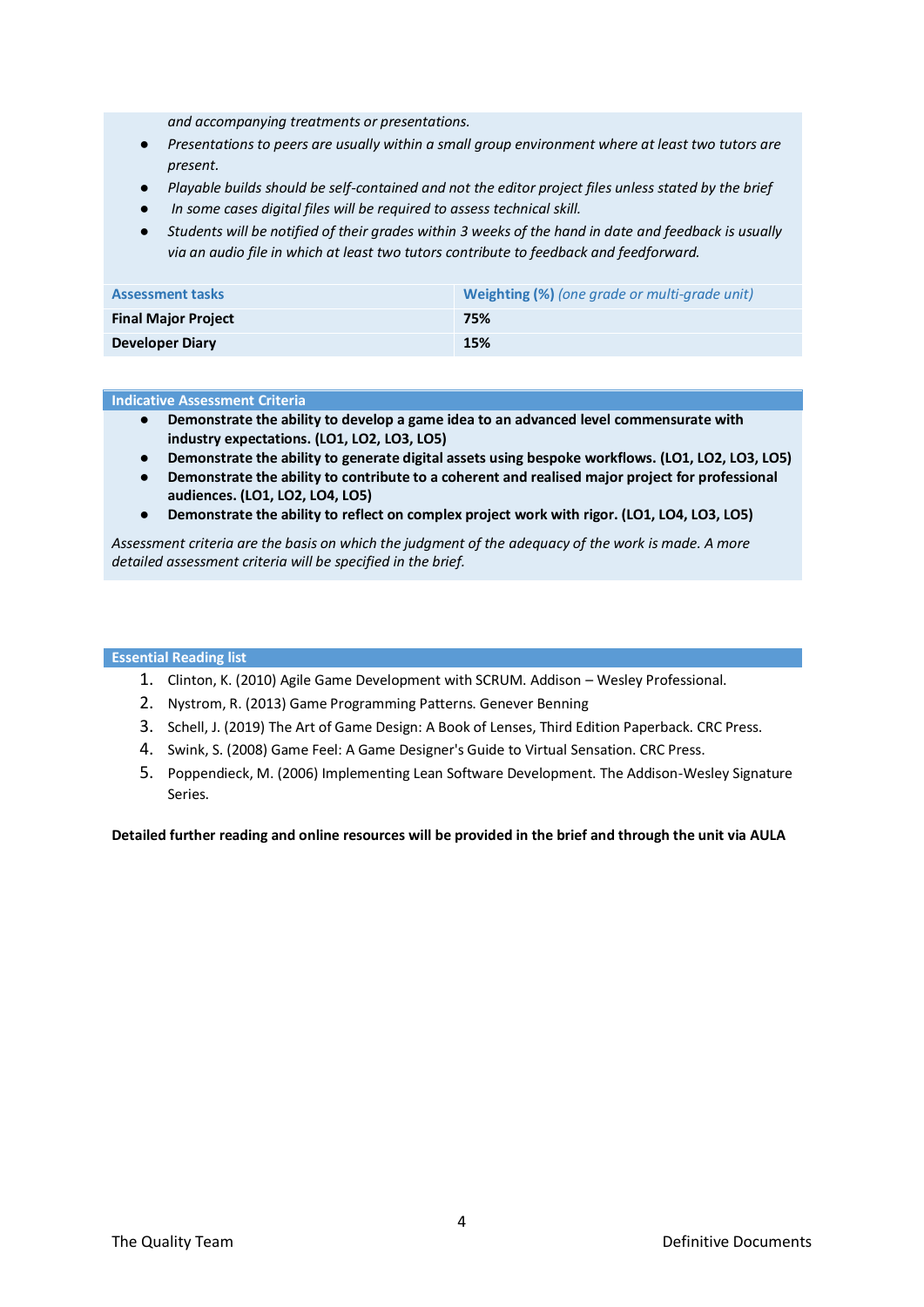*and accompanying treatments or presentations.*

- *Presentations to peers are usually within a small group environment where at least two tutors are present.*
- *Playable builds should be self-contained and not the editor project files unless stated by the brief*
- *In some cases digital files will be required to assess technical skill.*
- *Students will be notified of their grades within 3 weeks of the hand in date and feedback is usually via an audio file in which at least two tutors contribute to feedback and feedforward.*

| Assessment tasks | Weighting (%) *(one grade or multi-grade unit)* |
|---|---|
| **Final Major Project** | **75%** |
| **Developer Diary** | **15%** |

## Indicative Assessment Criteria

- **Demonstrate the ability to develop a game idea to an advanced level commensurate with industry expectations. (LO1, LO2, LO3, LO5)**
- **Demonstrate the ability to generate digital assets using bespoke workflows. (LO1, LO2, LO3, LO5)**
- **Demonstrate the ability to contribute to a coherent and realised major project for professional audiences. (LO1, LO2, LO4, LO5)**
- **Demonstrate the ability to reflect on complex project work with rigor. (LO1, LO4, LO3, LO5)**

*Assessment criteria are the basis on which the judgment of the adequacy of the work is made. A more detailed assessment criteria will be specified in the brief.*

## Essential Reading list

1. Clinton, K. (2010) Agile Game Development with SCRUM. Addison – Wesley Professional.
2. Nystrom, R. (2013) Game Programming Patterns. Genever Benning
3. Schell, J. (2019) The Art of Game Design: A Book of Lenses, Third Edition Paperback. CRC Press.
4. Swink, S. (2008) Game Feel: A Game Designer's Guide to Virtual Sensation. CRC Press.
5. Poppendieck, M. (2006) Implementing Lean Software Development. The Addison-Wesley Signature Series.

**Detailed further reading and online resources will be provided in the brief and through the unit via AULA**